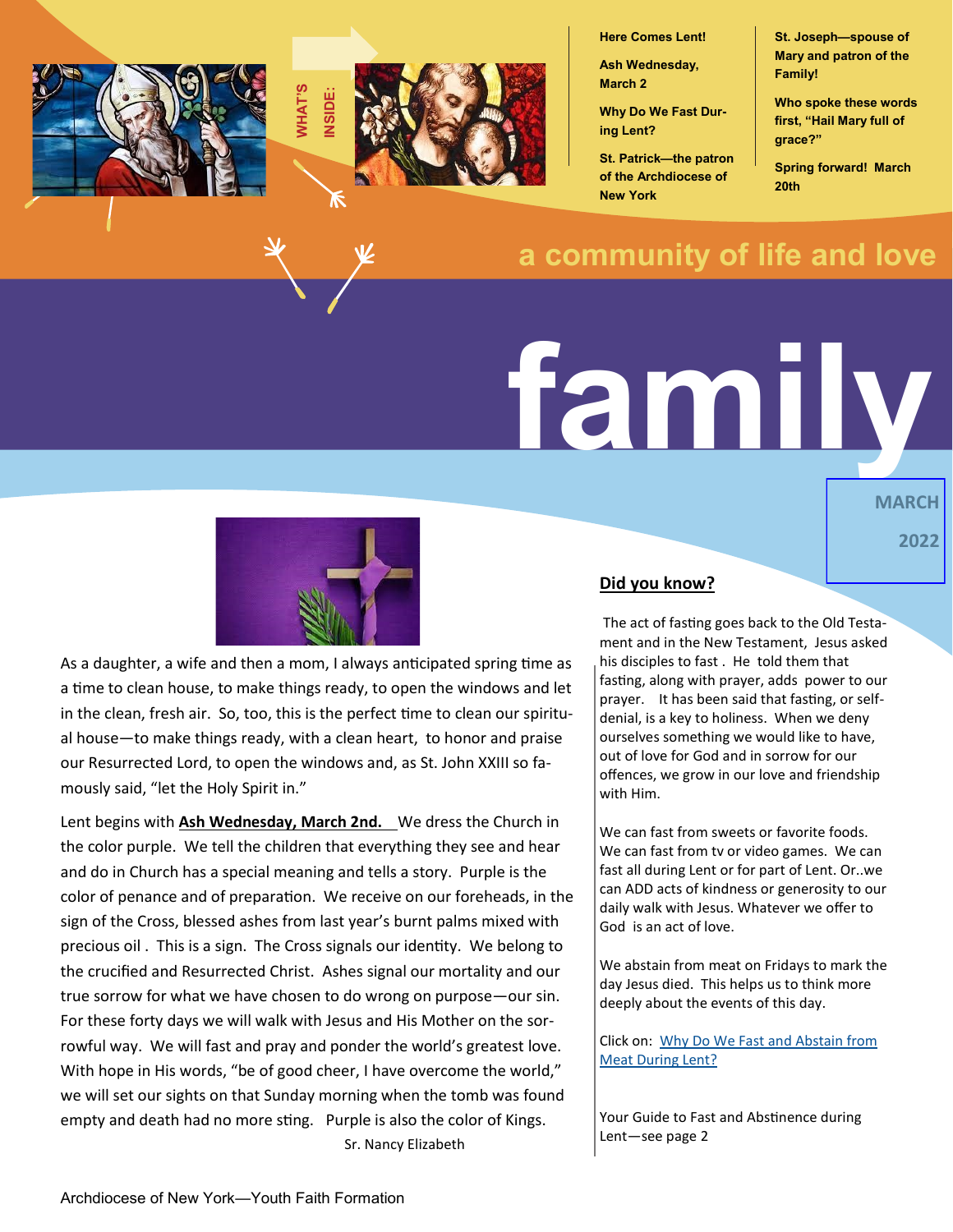# family

## a community of life and love

**MARCH 2022**

**WHAT'S INSIDE:**

- **Here Comes Lent!**
- **Ash Wednesday, March 2**
- **Why Do We Fast During Lent?**
- **St. Patrick—the patron of the Archdiocese of New York**
- **St. Joseph—spouse of Mary and patron of the Family!**
- **Who spoke these words first, "Hail Mary full of grace?"**
- **Spring forward! March 20th**

As a daughter, a wife and then a mom, I always anticipated spring time as a time to clean house, to make things ready, to open the windows and let in the clean, fresh air. So, too, this is the perfect time to clean our spiritual house—to make things ready, with a clean heart, to honor and praise our Resurrected Lord, to open the windows and, as St. John XXIII so famously said, "let the Holy Spirit in."

Lent begins with **Ash Wednesday, March 2nd.** We dress the Church in the color purple. We tell the children that everything they see and hear and do in Church has a special meaning and tells a story. Purple is the color of penance and of preparation. We receive on our foreheads, in the sign of the Cross, blessed ashes from last year's burnt palms mixed with precious oil . This is a sign. The Cross signals our identity. We belong to the crucified and Resurrected Christ. Ashes signal our mortality and our true sorrow for what we have chosen to do wrong on purpose—our sin. For these forty days we will walk with Jesus and His Mother on the sorrowful way. We will fast and pray and ponder the world's greatest love. With hope in His words, "be of good cheer, I have overcome the world," we will set our sights on that Sunday morning when the tomb was found empty and death had no more sting. Purple is also the color of Kings.

Sr. Nancy Elizabeth

## Did you know?

The act of fasting goes back to the Old Testament and in the New Testament, Jesus asked his disciples to fast . He told them that fasting, along with prayer, adds power to our prayer. It has been said that fasting, or self-denial, is a key to holiness. When we deny ourselves something we would like to have, out of love for God and in sorrow for our offences, we grow in our love and friendship with Him.

We can fast from sweets or favorite foods. We can fast from tv or video games. We can fast all during Lent or for part of Lent. Or..we can ADD acts of kindness or generosity to our daily walk with Jesus. Whatever we offer to God is an act of love.

We abstain from meat on Fridays to mark the day Jesus died. This helps us to think more deeply about the events of this day.

Click on: Why Do We Fast and Abstain from Meat During Lent?

Your Guide to Fast and Abstinence during Lent—see page 2

Archdiocese of New York—Youth Faith Formation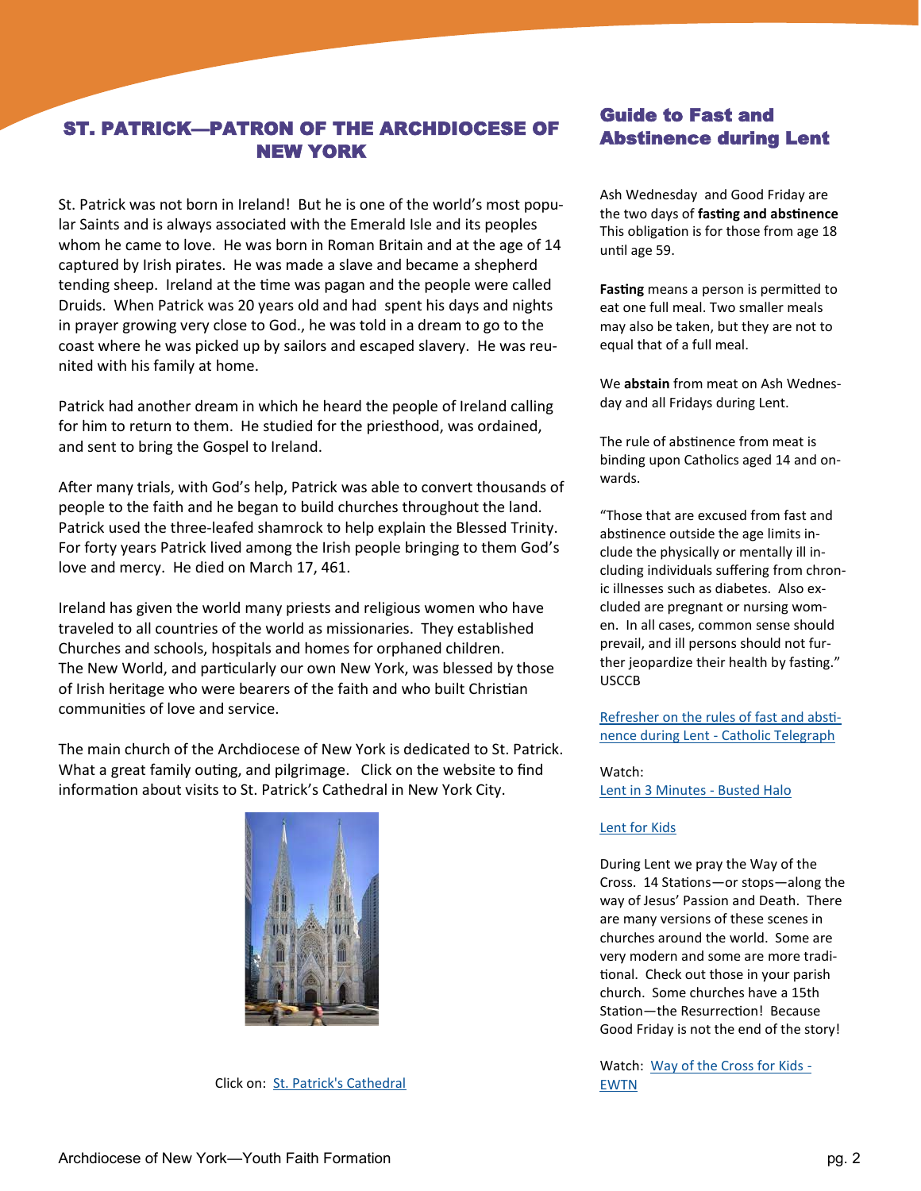## ST. PATRICK—PATRON OF THE ARCHDIOCESE OF NEW YORK

St. Patrick was not born in Ireland! But he is one of the world's most popular Saints and is always associated with the Emerald Isle and its peoples whom he came to love. He was born in Roman Britain and at the age of 14 captured by Irish pirates. He was made a slave and became a shepherd tending sheep. Ireland at the time was pagan and the people were called Druids. When Patrick was 20 years old and had spent his days and nights in prayer growing very close to God., he was told in a dream to go to the coast where he was picked up by sailors and escaped slavery. He was reunited with his family at home.

Patrick had another dream in which he heard the people of Ireland calling for him to return to them. He studied for the priesthood, was ordained, and sent to bring the Gospel to Ireland.

After many trials, with God's help, Patrick was able to convert thousands of people to the faith and he began to build churches throughout the land. Patrick used the three-leafed shamrock to help explain the Blessed Trinity. For forty years Patrick lived among the Irish people bringing to them God's love and mercy. He died on March 17, 461.

Ireland has given the world many priests and religious women who have traveled to all countries of the world as missionaries. They established Churches and schools, hospitals and homes for orphaned children. The New World, and particularly our own New York, was blessed by those of Irish heritage who were bearers of the faith and who built Christian communities of love and service.

The main church of the Archdiocese of New York is dedicated to St. Patrick. What a great family outing, and pilgrimage. Click on the website to find information about visits to St. Patrick's Cathedral in New York City.

Click on: [St. Patrick's Cathedral]

## Guide to Fast and Abstinence during Lent

Ash Wednesday and Good Friday are the two days of **fasting and abstinence** This obligation is for those from age 18 until age 59.

**Fasting** means a person is permitted to eat one full meal. Two smaller meals may also be taken, but they are not to equal that of a full meal.

We **abstain** from meat on Ash Wednesday and all Fridays during Lent.

The rule of abstinence from meat is binding upon Catholics aged 14 and onwards.

"Those that are excused from fast and abstinence outside the age limits include the physically or mentally ill including individuals suffering from chronic illnesses such as diabetes. Also excluded are pregnant or nursing women. In all cases, common sense should prevail, and ill persons should not further jeopardize their health by fasting." USCCB

[Refresher on the rules of fast and abstinence during Lent - Catholic Telegraph]

Watch:
[Lent in 3 Minutes - Busted Halo]

[Lent for Kids]

During Lent we pray the Way of the Cross. 14 Stations—or stops—along the way of Jesus' Passion and Death. There are many versions of these scenes in churches around the world. Some are very modern and some are more traditional. Check out those in your parish church. Some churches have a 15th Station—the Resurrection! Because Good Friday is not the end of the story!

Watch: [Way of the Cross for Kids - EWTN]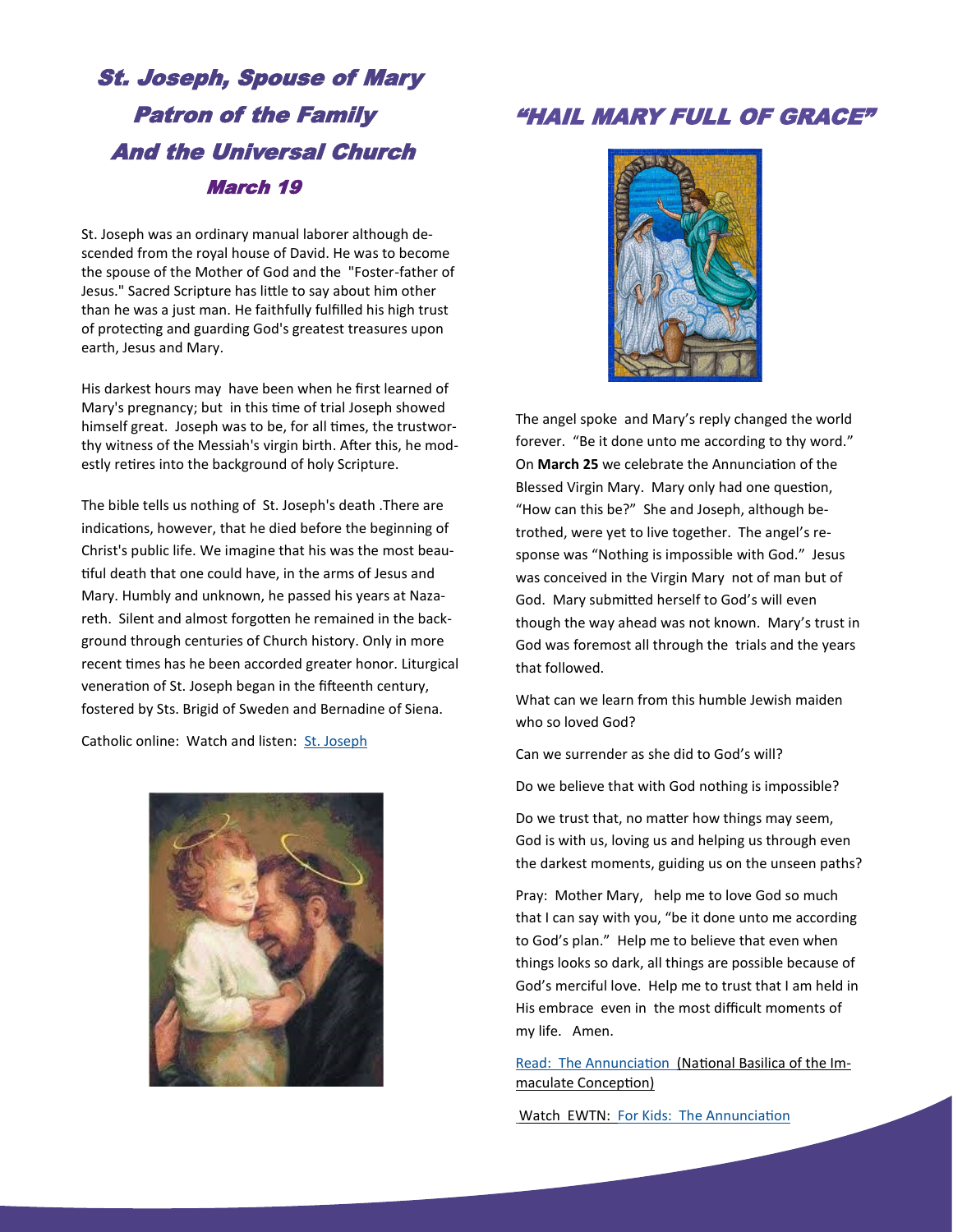# St. Joseph, Spouse of Mary
# Patron of the Family
# And the Universal Church
## March 19

St. Joseph was an ordinary manual laborer although descended from the royal house of David. He was to become the spouse of the Mother of God and the "Foster-father of Jesus." Sacred Scripture has little to say about him other than he was a just man. He faithfully fulfilled his high trust of protecting and guarding God's greatest treasures upon earth, Jesus and Mary.

His darkest hours may have been when he first learned of Mary's pregnancy; but in this time of trial Joseph showed himself great. Joseph was to be, for all times, the trustworthy witness of the Messiah's virgin birth. After this, he modestly retires into the background of holy Scripture.

The bible tells us nothing of St. Joseph's death .There are indications, however, that he died before the beginning of Christ's public life. We imagine that his was the most beautiful death that one could have, in the arms of Jesus and Mary. Humbly and unknown, he passed his years at Nazareth. Silent and almost forgotten he remained in the background through centuries of Church history. Only in more recent times has he been accorded greater honor. Liturgical veneration of St. Joseph began in the fifteenth century, fostered by Sts. Brigid of Sweden and Bernadine of Siena.

Catholic online: Watch and listen: St. Joseph

# "HAIL MARY FULL OF GRACE"

The angel spoke and Mary's reply changed the world forever. "Be it done unto me according to thy word." On **March 25** we celebrate the Annunciation of the Blessed Virgin Mary. Mary only had one question, "How can this be?" She and Joseph, although betrothed, were yet to live together. The angel's response was "Nothing is impossible with God." Jesus was conceived in the Virgin Mary not of man but of God. Mary submitted herself to God's will even though the way ahead was not known. Mary's trust in God was foremost all through the trials and the years that followed.

What can we learn from this humble Jewish maiden who so loved God?

Can we surrender as she did to God's will?

Do we believe that with God nothing is impossible?

Do we trust that, no matter how things may seem, God is with us, loving us and helping us through even the darkest moments, guiding us on the unseen paths?

Pray: Mother Mary, help me to love God so much that I can say with you, "be it done unto me according to God's plan." Help me to believe that even when things looks so dark, all things are possible because of God's merciful love. Help me to trust that I am held in His embrace even in the most difficult moments of my life. Amen.

Read: The Annunciation (National Basilica of the Immaculate Conception)

Watch EWTN: For Kids: The Annunciation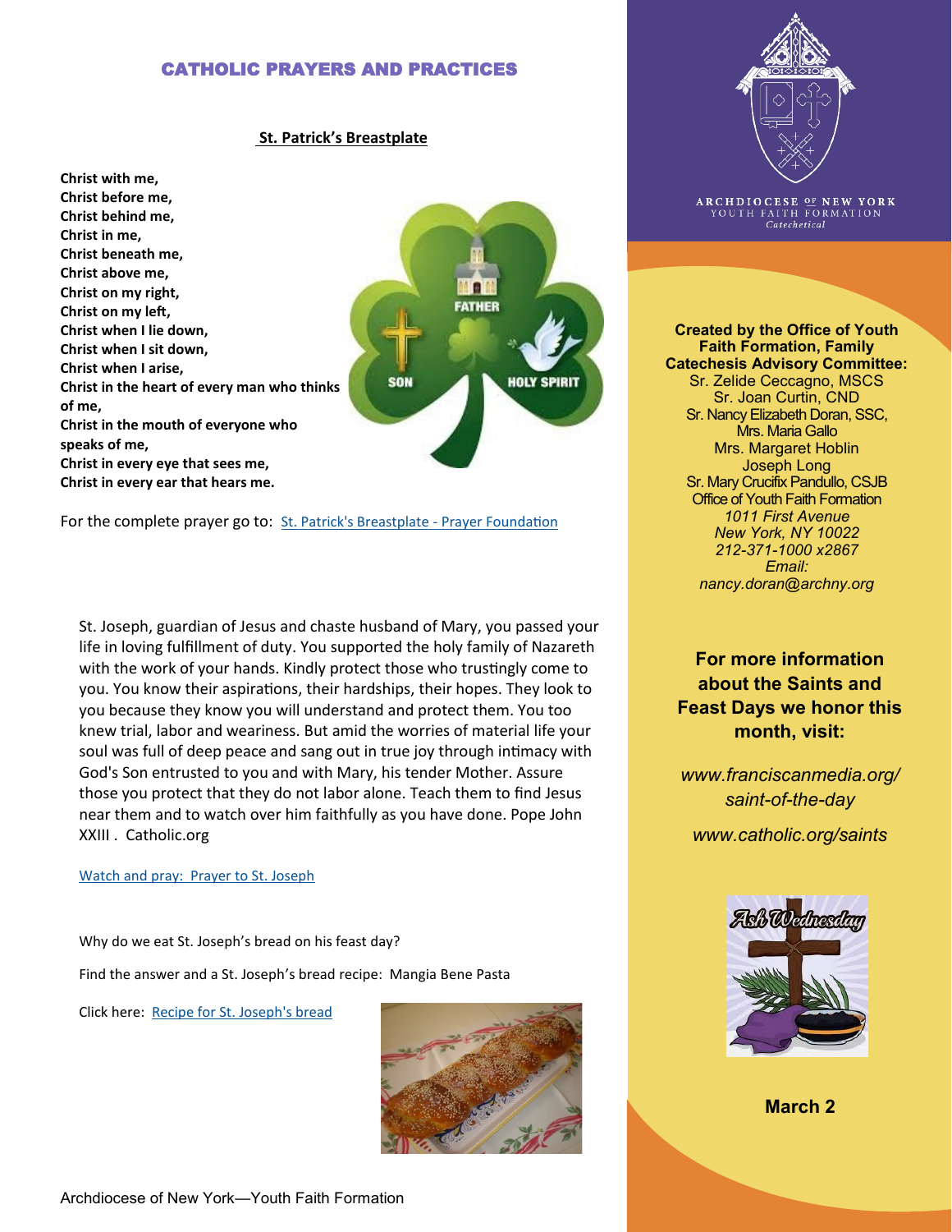## CATHOLIC PRAYERS AND PRACTICES

### St. Patrick's Breastplate

**Christ with me,**
**Christ before me,**
**Christ behind me,**
**Christ in me,**
**Christ beneath me,**
**Christ above me,**
**Christ on my right,**
**Christ on my left,**
**Christ when I lie down,**
**Christ when I sit down,**
**Christ when I arise,**
**Christ in the heart of every man who thinks of me,**
**Christ in the mouth of everyone who speaks of me,**
**Christ in every eye that sees me,**
**Christ in every ear that hears me.**

FATHER
SON
HOLY SPIRIT

For the complete prayer go to: St. Patrick's Breastplate - Prayer Foundation

St. Joseph, guardian of Jesus and chaste husband of Mary, you passed your life in loving fulfillment of duty. You supported the holy family of Nazareth with the work of your hands. Kindly protect those who trustingly come to you. You know their aspirations, their hardships, their hopes. They look to you because they know you will understand and protect them. You too knew trial, labor and weariness. But amid the worries of material life your soul was full of deep peace and sang out in true joy through intimacy with God's Son entrusted to you and with Mary, his tender Mother. Assure those you protect that they do not labor alone. Teach them to find Jesus near them and to watch over him faithfully as you have done. Pope John XXIII . Catholic.org

Watch and pray: Prayer to St. Joseph

Why do we eat St. Joseph's bread on his feast day?

Find the answer and a St. Joseph's bread recipe: Mangia Bene Pasta

Click here: Recipe for St. Joseph's bread

ARCHDIOCESE OF NEW YORK
YOUTH FAITH FORMATION
*Catechetical*

**Created by the Office of Youth Faith Formation, Family Catechesis Advisory Committee:**
Sr. Zelide Ceccagno, MSCS
Sr. Joan Curtin, CND
Sr. Nancy Elizabeth Doran, SSC,
Mrs. Maria Gallo
Mrs. Margaret Hoblin
Joseph Long
Sr. Mary Crucifix Pandullo, CSJB
Office of Youth Faith Formation
*1011 First Avenue*
*New York, NY 10022*
*212-371-1000 x2867*
*Email:*
*nancy.doran@archny.org*

**For more information about the Saints and Feast Days we honor this month, visit:**

*www.franciscanmedia.org/saint-of-the-day*

*www.catholic.org/saints*

Ash Wednesday

**March 2**